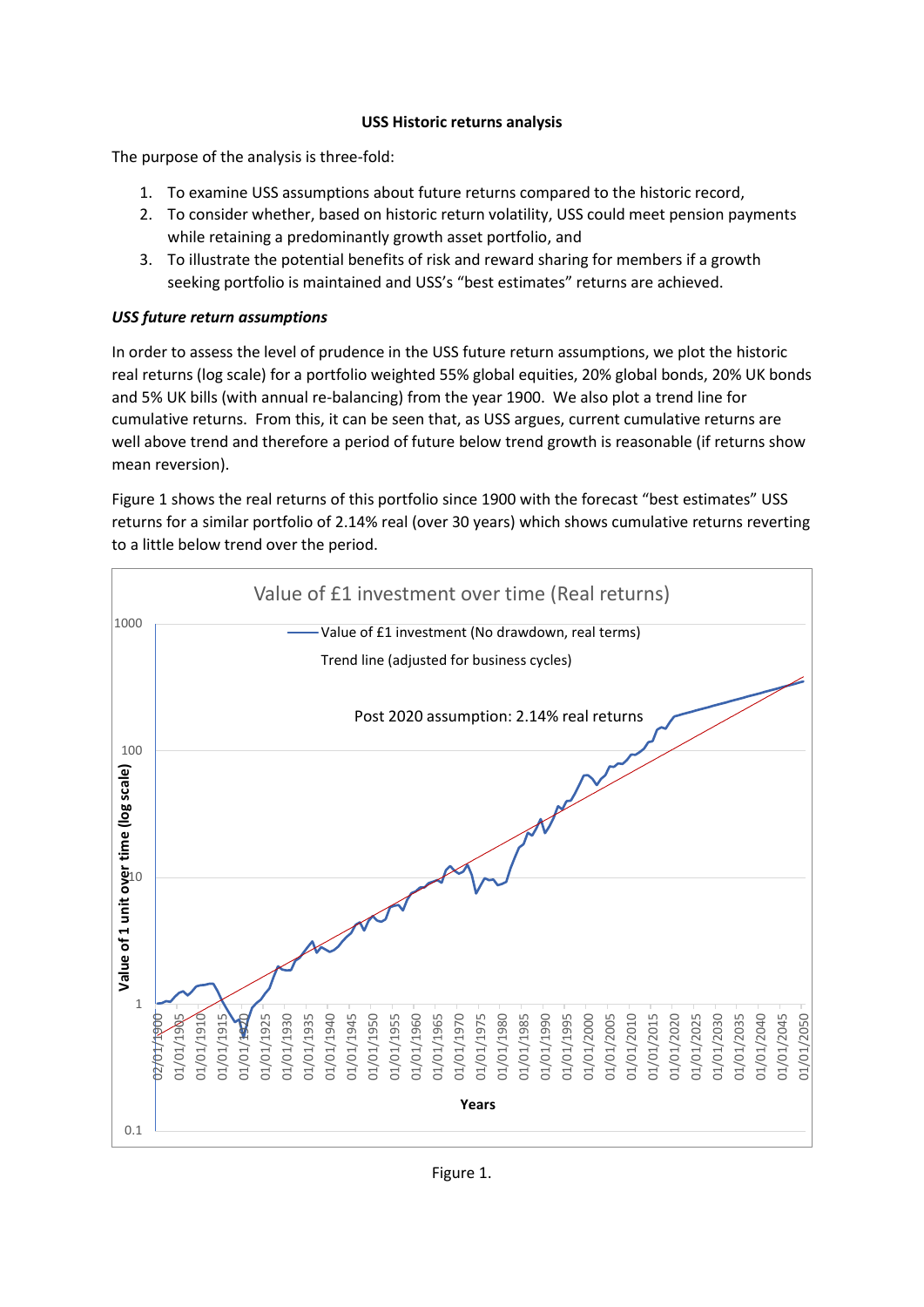**USS Historic returns analysis**

The purpose of the analysis is three-fold:

1. To examine USS assumptions about future returns compared to the historic record,
2. To consider whether, based on historic return volatility, USS could meet pension payments while retaining a predominantly growth asset portfolio, and
3. To illustrate the potential benefits of risk and reward sharing for members if a growth seeking portfolio is maintained and USS's "best estimates" returns are achieved.

***USS future return assumptions***

In order to assess the level of prudence in the USS future return assumptions, we plot the historic real returns (log scale) for a portfolio weighted 55% global equities, 20% global bonds, 20% UK bonds and 5% UK bills (with annual re-balancing) from the year 1900. We also plot a trend line for cumulative returns. From this, it can be seen that, as USS argues, current cumulative returns are well above trend and therefore a period of future below trend growth is reasonable (if returns show mean reversion).

Figure 1 shows the real returns of this portfolio since 1900 with the forecast "best estimates" USS returns for a similar portfolio of 2.14% real (over 30 years) which shows cumulative returns reverting to a little below trend over the period.

Figure 1.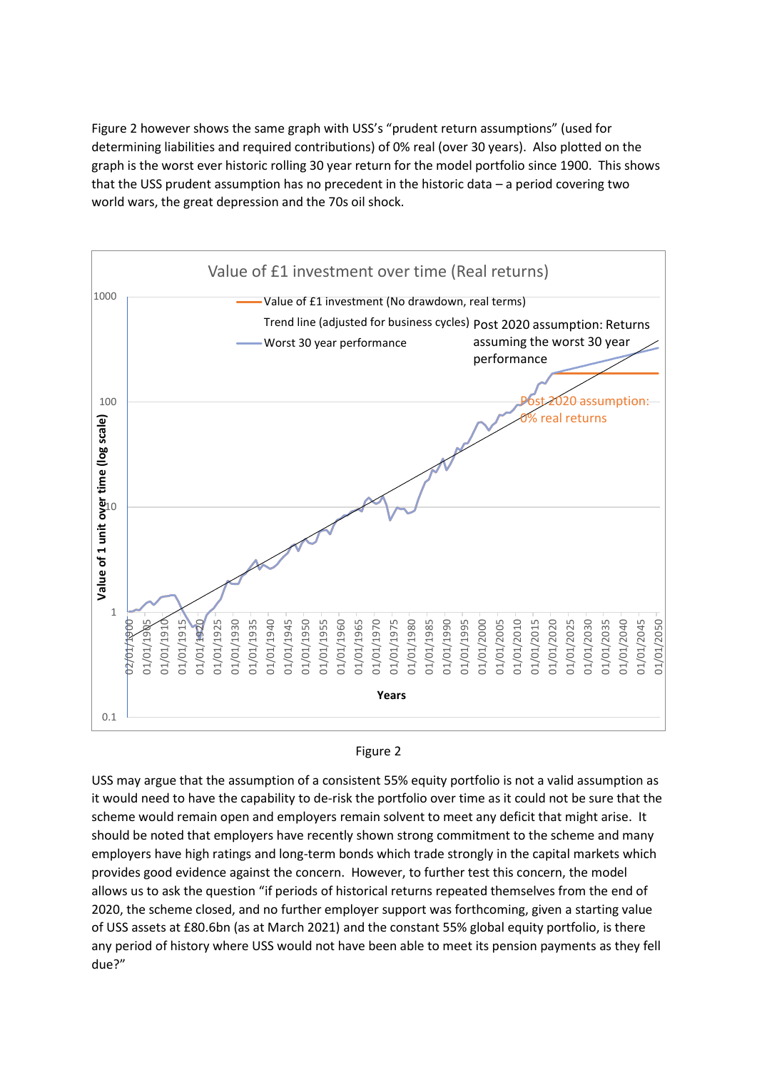Figure 2 however shows the same graph with USS's "prudent return assumptions" (used for determining liabilities and required contributions) of 0% real (over 30 years). Also plotted on the graph is the worst ever historic rolling 30 year return for the model portfolio since 1900. This shows that the USS prudent assumption has no precedent in the historic data – a period covering two world wars, the great depression and the 70s oil shock.

Figure 2

USS may argue that the assumption of a consistent 55% equity portfolio is not a valid assumption as it would need to have the capability to de-risk the portfolio over time as it could not be sure that the scheme would remain open and employers remain solvent to meet any deficit that might arise. It should be noted that employers have recently shown strong commitment to the scheme and many employers have high ratings and long-term bonds which trade strongly in the capital markets which provides good evidence against the concern. However, to further test this concern, the model allows us to ask the question "if periods of historical returns repeated themselves from the end of 2020, the scheme closed, and no further employer support was forthcoming, given a starting value of USS assets at £80.6bn (as at March 2021) and the constant 55% global equity portfolio, is there any period of history where USS would not have been able to meet its pension payments as they fell due?"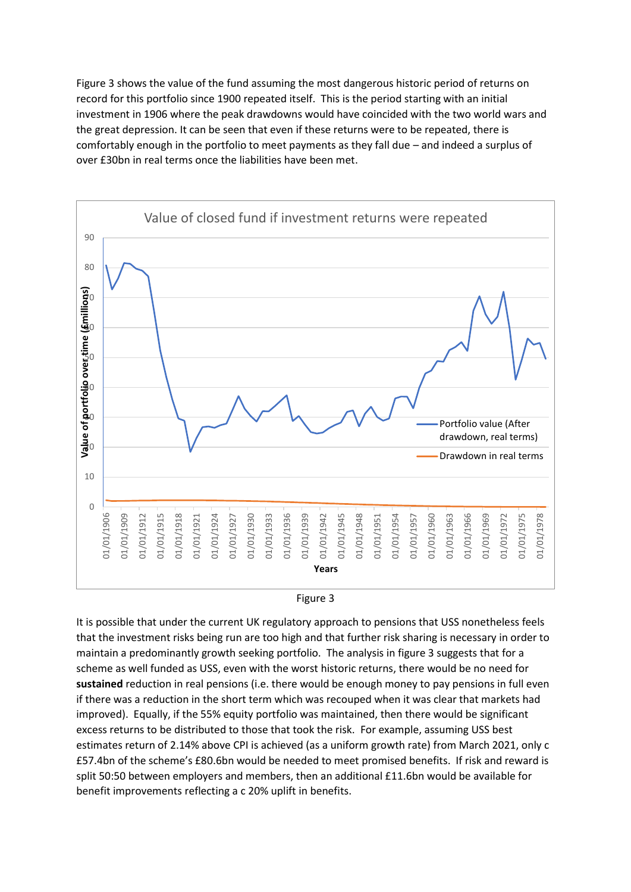Figure 3 shows the value of the fund assuming the most dangerous historic period of returns on record for this portfolio since 1900 repeated itself. This is the period starting with an initial investment in 1906 where the peak drawdowns would have coincided with the two world wars and the great depression. It can be seen that even if these returns were to be repeated, there is comfortably enough in the portfolio to meet payments as they fall due – and indeed a surplus of over £30bn in real terms once the liabilities have been met.

Value of closed fund if investment returns were repeated

Value of portfolio over time (£millions)

90
80
70
60
50
40
30
20
10
0

01/01/1906
01/01/1909
01/01/1912
01/01/1915
01/01/1918
01/01/1921
01/01/1924
01/01/1927
01/01/1930
01/01/1933
01/01/1936
01/01/1939
01/01/1942
01/01/1945
01/01/1948
01/01/1951
01/01/1954
01/01/1957
01/01/1960
01/01/1963
01/01/1966
01/01/1969
01/01/1972
01/01/1975
01/01/1978

Years

Portfolio value (After drawdown, real terms)

Drawdown in real terms

Figure 3

It is possible that under the current UK regulatory approach to pensions that USS nonetheless feels that the investment risks being run are too high and that further risk sharing is necessary in order to maintain a predominantly growth seeking portfolio. The analysis in figure 3 suggests that for a scheme as well funded as USS, even with the worst historic returns, there would be no need for **sustained** reduction in real pensions (i.e. there would be enough money to pay pensions in full even if there was a reduction in the short term which was recouped when it was clear that markets had improved). Equally, if the 55% equity portfolio was maintained, then there would be significant excess returns to be distributed to those that took the risk. For example, assuming USS best estimates return of 2.14% above CPI is achieved (as a uniform growth rate) from March 2021, only c £57.4bn of the scheme's £80.6bn would be needed to meet promised benefits. If risk and reward is split 50:50 between employers and members, then an additional £11.6bn would be available for benefit improvements reflecting a c 20% uplift in benefits.